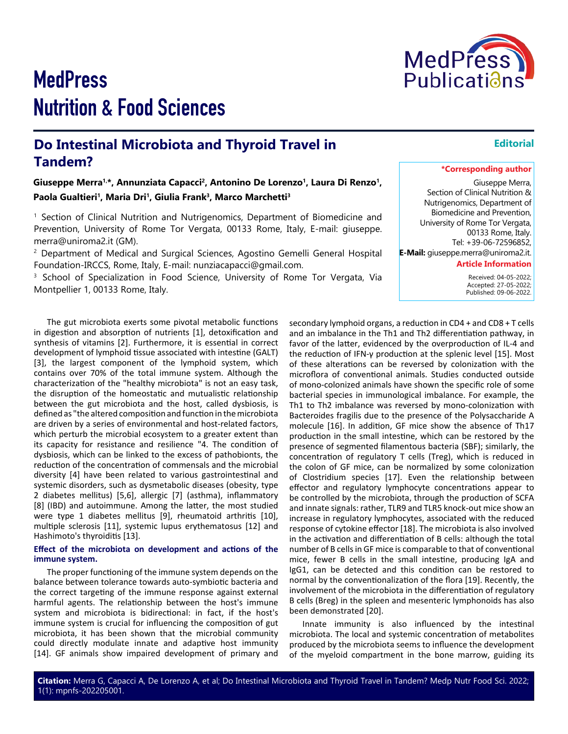# Do Intestinal Microbiota and Thyroid Travel in Tandem?

**Editorial**

**Giuseppe Merra[1,*], Annunziata Capacci[2], Antonino De Lorenzo[1], Laura Di Renzo[1], Paola Gualtieri[1], Maria Dri[1], Giulia Frank[3], Marco Marchetti[3]**

[1] Section of Clinical Nutrition and Nutrigenomics, Department of Biomedicine and Prevention, University of Rome Tor Vergata, 00133 Rome, Italy, E-mail: giuseppe.merra@uniroma2.it (GM).

[2] Department of Medical and Surgical Sciences, Agostino Gemelli General Hospital Foundation-IRCCS, Rome, Italy, E-mail: nunziacapacci@gmail.com.

[3] School of Specialization in Food Science, University of Rome Tor Vergata, Via Montpellier 1, 00133 Rome, Italy.

**\*Corresponding author**

Giuseppe Merra, Section of Clinical Nutrition & Nutrigenomics, Department of Biomedicine and Prevention, University of Rome Tor Vergata, 00133 Rome, Italy.
Tel: +39-06-72596852,
**E-Mail:** giuseppe.merra@uniroma2.it.

**Article Information**

Received: 04-05-2022;
Accepted: 27-05-2022;
Published: 09-06-2022.

The gut microbiota exerts some pivotal metabolic functions in digestion and absorption of nutrients [1], detoxification and synthesis of vitamins [2]. Furthermore, it is essential in correct development of lymphoid tissue associated with intestine (GALT) [3], the largest component of the lymphoid system, which contains over 70% of the total immune system. Although the characterization of the "healthy microbiota" is not an easy task, the disruption of the homeostatic and mutualistic relationship between the gut microbiota and the host, called dysbiosis, is defined as "the altered composition and function in the microbiota are driven by a series of environmental and host-related factors, which perturb the microbial ecosystem to a greater extent than its capacity for resistance and resilience "4. The condition of dysbiosis, which can be linked to the excess of pathobionts, the reduction of the concentration of commensals and the microbial diversity [4] have been related to various gastrointestinal and systemic disorders, such as dysmetabolic diseases (obesity, type 2 diabetes mellitus) [5,6], allergic [7] (asthma), inflammatory [8] (IBD) and autoimmune. Among the latter, the most studied were type 1 diabetes mellitus [9], rheumatoid arthritis [10], multiple sclerosis [11], systemic lupus erythematosus [12] and Hashimoto's thyroiditis [13].

## Effect of the microbiota on development and actions of the immune system.

The proper functioning of the immune system depends on the balance between tolerance towards auto-symbiotic bacteria and the correct targeting of the immune response against external harmful agents. The relationship between the host's immune system and microbiota is bidirectional: in fact, if the host's immune system is crucial for influencing the composition of gut microbiota, it has been shown that the microbial community could directly modulate innate and adaptive host immunity [14]. GF animals show impaired development of primary and secondary lymphoid organs, a reduction in CD4 + and CD8 + T cells and an imbalance in the Th1 and Th2 differentiation pathway, in favor of the latter, evidenced by the overproduction of IL-4 and the reduction of IFN-γ production at the splenic level [15]. Most of these alterations can be reversed by colonization with the microflora of conventional animals. Studies conducted outside of mono-colonized animals have shown the specific role of some bacterial species in immunological imbalance. For example, the Th1 to Th2 imbalance was reversed by mono-colonization with Bacteroides fragilis due to the presence of the Polysaccharide A molecule [16]. In addition, GF mice show the absence of Th17 production in the small intestine, which can be restored by the presence of segmented filamentous bacteria (SBF); similarly, the concentration of regulatory T cells (Treg), which is reduced in the colon of GF mice, can be normalized by some colonization of Clostridium species [17]. Even the relationship between effector and regulatory lymphocyte concentrations appear to be controlled by the microbiota, through the production of SCFA and innate signals: rather, TLR9 and TLR5 knock-out mice show an increase in regulatory lymphocytes, associated with the reduced response of cytokine effector [18]. The microbiota is also involved in the activation and differentiation of B cells: although the total number of B cells in GF mice is comparable to that of conventional mice, fewer B cells in the small intestine, producing IgA and IgG1, can be detected and this condition can be restored to normal by the conventionalization of the flora [19]. Recently, the involvement of the microbiota in the differentiation of regulatory B cells (Breg) in the spleen and mesenteric lymphonoids has also been demonstrated [20].

Innate immunity is also influenced by the intestinal microbiota. The local and systemic concentration of metabolites produced by the microbiota seems to influence the development of the myeloid compartment in the bone marrow, guiding its

**Citation:** Merra G, Capacci A, De Lorenzo A, et al; Do Intestinal Microbiota and Thyroid Travel in Tandem? Medp Nutr Food Sci. 2022; 1(1): mpnfs-202205001.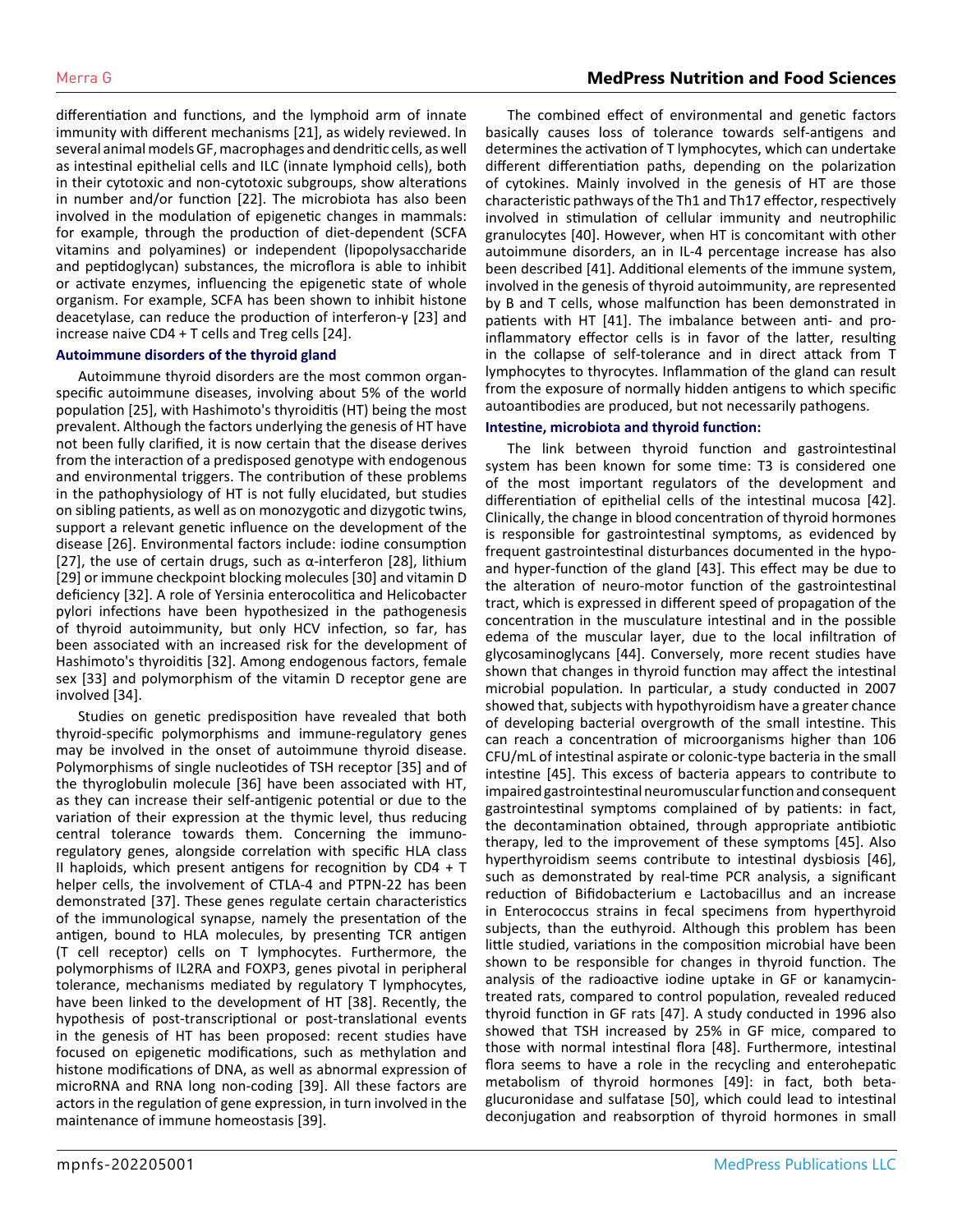differentiation and functions, and the lymphoid arm of innate immunity with different mechanisms [21], as widely reviewed. In several animal models GF, macrophages and dendritic cells, as well as intestinal epithelial cells and ILC (innate lymphoid cells), both in their cytotoxic and non-cytotoxic subgroups, show alterations in number and/or function [22]. The microbiota has also been involved in the modulation of epigenetic changes in mammals: for example, through the production of diet-dependent (SCFA vitamins and polyamines) or independent (lipopolysaccharide and peptidoglycan) substances, the microflora is able to inhibit or activate enzymes, influencing the epigenetic state of whole organism. For example, SCFA has been shown to inhibit histone deacetylase, can reduce the production of interferon-γ [23] and increase naive CD4 + T cells and Treg cells [24].

### Autoimmune disorders of the thyroid gland

Autoimmune thyroid disorders are the most common organ-specific autoimmune diseases, involving about 5% of the world population [25], with Hashimoto's thyroiditis (HT) being the most prevalent. Although the factors underlying the genesis of HT have not been fully clarified, it is now certain that the disease derives from the interaction of a predisposed genotype with endogenous and environmental triggers. The contribution of these problems in the pathophysiology of HT is not fully elucidated, but studies on sibling patients, as well as on monozygotic and dizygotic twins, support a relevant genetic influence on the development of the disease [26]. Environmental factors include: iodine consumption [27], the use of certain drugs, such as α-interferon [28], lithium [29] or immune checkpoint blocking molecules [30] and vitamin D deficiency [32]. A role of Yersinia enterocolitica and Helicobacter pylori infections have been hypothesized in the pathogenesis of thyroid autoimmunity, but only HCV infection, so far, has been associated with an increased risk for the development of Hashimoto's thyroiditis [32]. Among endogenous factors, female sex [33] and polymorphism of the vitamin D receptor gene are involved [34].

Studies on genetic predisposition have revealed that both thyroid-specific polymorphisms and immune-regulatory genes may be involved in the onset of autoimmune thyroid disease. Polymorphisms of single nucleotides of TSH receptor [35] and of the thyroglobulin molecule [36] have been associated with HT, as they can increase their self-antigenic potential or due to the variation of their expression at the thymic level, thus reducing central tolerance towards them. Concerning the immuno-regulatory genes, alongside correlation with specific HLA class II haploids, which present antigens for recognition by CD4 + T helper cells, the involvement of CTLA-4 and PTPN-22 has been demonstrated [37]. These genes regulate certain characteristics of the immunological synapse, namely the presentation of the antigen, bound to HLA molecules, by presenting TCR antigen (T cell receptor) cells on T lymphocytes. Furthermore, the polymorphisms of IL2RA and FOXP3, genes pivotal in peripheral tolerance, mechanisms mediated by regulatory T lymphocytes, have been linked to the development of HT [38]. Recently, the hypothesis of post-transcriptional or post-translational events in the genesis of HT has been proposed: recent studies have focused on epigenetic modifications, such as methylation and histone modifications of DNA, as well as abnormal expression of microRNA and RNA long non-coding [39]. All these factors are actors in the regulation of gene expression, in turn involved in the maintenance of immune homeostasis [39].

The combined effect of environmental and genetic factors basically causes loss of tolerance towards self-antigens and determines the activation of T lymphocytes, which can undertake different differentiation paths, depending on the polarization of cytokines. Mainly involved in the genesis of HT are those characteristic pathways of the Th1 and Th17 effector, respectively involved in stimulation of cellular immunity and neutrophilic granulocytes [40]. However, when HT is concomitant with other autoimmune disorders, an in IL-4 percentage increase has also been described [41]. Additional elements of the immune system, involved in the genesis of thyroid autoimmunity, are represented by B and T cells, whose malfunction has been demonstrated in patients with HT [41]. The imbalance between anti- and pro-inflammatory effector cells is in favor of the latter, resulting in the collapse of self-tolerance and in direct attack from T lymphocytes to thyrocytes. Inflammation of the gland can result from the exposure of normally hidden antigens to which specific autoantibodies are produced, but not necessarily pathogens.

### Intestine, microbiota and thyroid function:

The link between thyroid function and gastrointestinal system has been known for some time: T3 is considered one of the most important regulators of the development and differentiation of epithelial cells of the intestinal mucosa [42]. Clinically, the change in blood concentration of thyroid hormones is responsible for gastrointestinal symptoms, as evidenced by frequent gastrointestinal disturbances documented in the hypo- and hyper-function of the gland [43]. This effect may be due to the alteration of neuro-motor function of the gastrointestinal tract, which is expressed in different speed of propagation of the concentration in the musculature intestinal and in the possible edema of the muscular layer, due to the local infiltration of glycosaminoglycans [44]. Conversely, more recent studies have shown that changes in thyroid function may affect the intestinal microbial population. In particular, a study conducted in 2007 showed that, subjects with hypothyroidism have a greater chance of developing bacterial overgrowth of the small intestine. This can reach a concentration of microorganisms higher than 106 CFU/mL of intestinal aspirate or colonic-type bacteria in the small intestine [45]. This excess of bacteria appears to contribute to impaired gastrointestinal neuromuscular function and consequent gastrointestinal symptoms complained of by patients: in fact, the decontamination obtained, through appropriate antibiotic therapy, led to the improvement of these symptoms [45]. Also hyperthyroidism seems contribute to intestinal dysbiosis [46], such as demonstrated by real-time PCR analysis, a significant reduction of Bifidobacterium e Lactobacillus and an increase in Enterococcus strains in fecal specimens from hyperthyroid subjects, than the euthyroid. Although this problem has been little studied, variations in the composition microbial have been shown to be responsible for changes in thyroid function. The analysis of the radioactive iodine uptake in GF or kanamycin-treated rats, compared to control population, revealed reduced thyroid function in GF rats [47]. A study conducted in 1996 also showed that TSH increased by 25% in GF mice, compared to those with normal intestinal flora [48]. Furthermore, intestinal flora seems to have a role in the recycling and enterohepatic metabolism of thyroid hormones [49]: in fact, both beta-glucuronidase and sulfatase [50], which could lead to intestinal deconjugation and reabsorption of thyroid hormones in small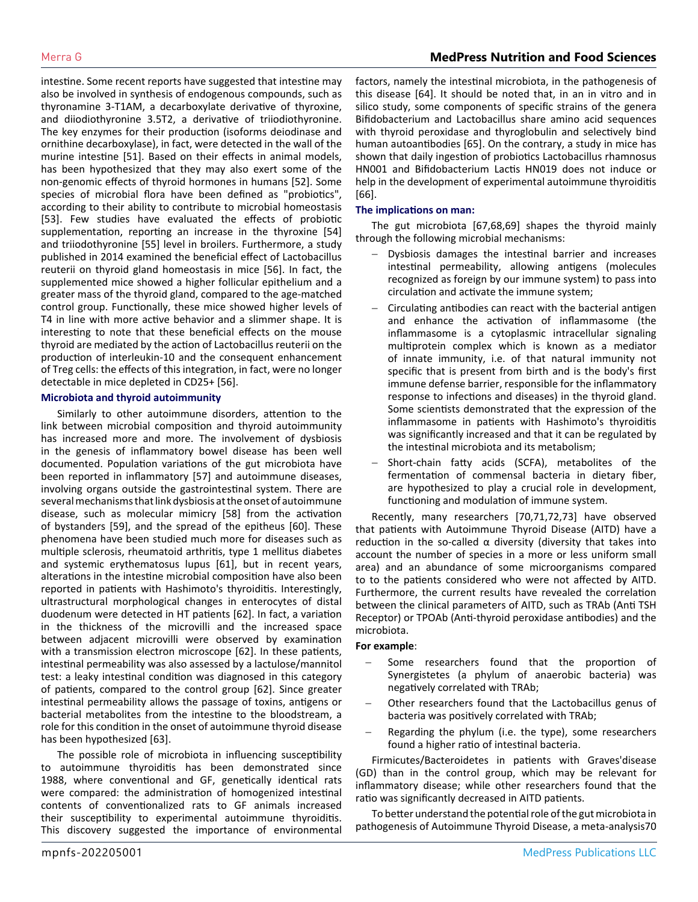intestine. Some recent reports have suggested that intestine may also be involved in synthesis of endogenous compounds, such as thyronamine 3-T1AM, a decarboxylate derivative of thyroxine, and diiodiothyronine 3.5T2, a derivative of triiodiothyronine. The key enzymes for their production (isoforms deiodinase and ornithine decarboxylase), in fact, were detected in the wall of the murine intestine [51]. Based on their effects in animal models, has been hypothesized that they may also exert some of the non-genomic effects of thyroid hormones in humans [52]. Some species of microbial flora have been defined as "probiotics", according to their ability to contribute to microbial homeostasis [53]. Few studies have evaluated the effects of probiotic supplementation, reporting an increase in the thyroxine [54] and triiodothyronine [55] level in broilers. Furthermore, a study published in 2014 examined the beneficial effect of Lactobacillus reuterii on thyroid gland homeostasis in mice [56]. In fact, the supplemented mice showed a higher follicular epithelium and a greater mass of the thyroid gland, compared to the age-matched control group. Functionally, these mice showed higher levels of T4 in line with more active behavior and a slimmer shape. It is interesting to note that these beneficial effects on the mouse thyroid are mediated by the action of Lactobacillus reuterii on the production of interleukin-10 and the consequent enhancement of Treg cells: the effects of this integration, in fact, were no longer detectable in mice depleted in CD25+ [56].

## Microbiota and thyroid autoimmunity

Similarly to other autoimmune disorders, attention to the link between microbial composition and thyroid autoimmunity has increased more and more. The involvement of dysbiosis in the genesis of inflammatory bowel disease has been well documented. Population variations of the gut microbiota have been reported in inflammatory [57] and autoimmune diseases, involving organs outside the gastrointestinal system. There are several mechanisms that link dysbiosis at the onset of autoimmune disease, such as molecular mimicry [58] from the activation of bystanders [59], and the spread of the epitheus [60]. These phenomena have been studied much more for diseases such as multiple sclerosis, rheumatoid arthritis, type 1 mellitus diabetes and systemic erythematosus lupus [61], but in recent years, alterations in the intestine microbial composition have also been reported in patients with Hashimoto's thyroiditis. Interestingly, ultrastructural morphological changes in enterocytes of distal duodenum were detected in HT patients [62]. In fact, a variation in the thickness of the microvilli and the increased space between adjacent microvilli were observed by examination with a transmission electron microscope [62]. In these patients, intestinal permeability was also assessed by a lactulose/mannitol test: a leaky intestinal condition was diagnosed in this category of patients, compared to the control group [62]. Since greater intestinal permeability allows the passage of toxins, antigens or bacterial metabolites from the intestine to the bloodstream, a role for this condition in the onset of autoimmune thyroid disease has been hypothesized [63].

The possible role of microbiota in influencing susceptibility to autoimmune thyroiditis has been demonstrated since 1988, where conventional and GF, genetically identical rats were compared: the administration of homogenized intestinal contents of conventionalized rats to GF animals increased their susceptibility to experimental autoimmune thyroiditis. This discovery suggested the importance of environmental factors, namely the intestinal microbiota, in the pathogenesis of this disease [64]. It should be noted that, in an in vitro and in silico study, some components of specific strains of the genera Bifidobacterium and Lactobacillus share amino acid sequences with thyroid peroxidase and thyroglobulin and selectively bind human autoantibodies [65]. On the contrary, a study in mice has shown that daily ingestion of probiotics Lactobacillus rhamnosus HN001 and Bifidobacterium Lactis HN019 does not induce or help in the development of experimental autoimmune thyroiditis [66].

## The implications on man:

The gut microbiota [67,68,69] shapes the thyroid mainly through the following microbial mechanisms:

- Dysbiosis damages the intestinal barrier and increases intestinal permeability, allowing antigens (molecules recognized as foreign by our immune system) to pass into circulation and activate the immune system;
- Circulating antibodies can react with the bacterial antigen and enhance the activation of inflammasome (the inflammasome is a cytoplasmic intracellular signaling multiprotein complex which is known as a mediator of innate immunity, i.e. of that natural immunity not specific that is present from birth and is the body's first immune defense barrier, responsible for the inflammatory response to infections and diseases) in the thyroid gland. Some scientists demonstrated that the expression of the inflammasome in patients with Hashimoto's thyroiditis was significantly increased and that it can be regulated by the intestinal microbiota and its metabolism;
- Short-chain fatty acids (SCFA), metabolites of the fermentation of commensal bacteria in dietary fiber, are hypothesized to play a crucial role in development, functioning and modulation of immune system.

Recently, many researchers [70,71,72,73] have observed that patients with Autoimmune Thyroid Disease (AITD) have a reduction in the so-called α diversity (diversity that takes into account the number of species in a more or less uniform small area) and an abundance of some microorganisms compared to to the patients considered who were not affected by AITD. Furthermore, the current results have revealed the correlation between the clinical parameters of AITD, such as TRAb (Anti TSH Receptor) or TPOAb (Anti-thyroid peroxidase antibodies) and the microbiota.

**For example**:

- Some researchers found that the proportion of Synergistetes (a phylum of anaerobic bacteria) was negatively correlated with TRAb;
- Other researchers found that the Lactobacillus genus of bacteria was positively correlated with TRAb;
- Regarding the phylum (i.e. the type), some researchers found a higher ratio of intestinal bacteria.

Firmicutes/Bacteroidetes in patients with Graves'disease (GD) than in the control group, which may be relevant for inflammatory disease; while other researchers found that the ratio was significantly decreased in AITD patients.

To better understand the potential role of the gut microbiota in pathogenesis of Autoimmune Thyroid Disease, a meta-analysis70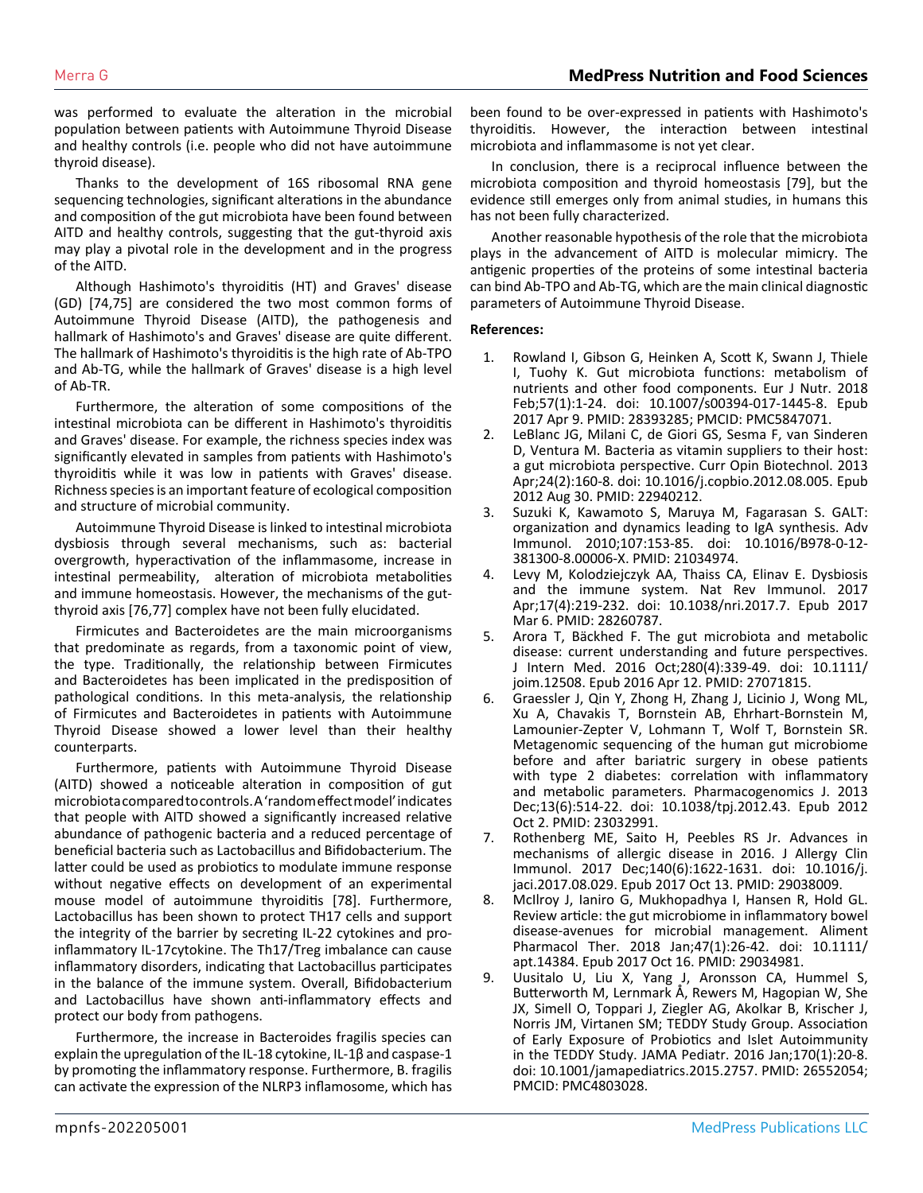was performed to evaluate the alteration in the microbial population between patients with Autoimmune Thyroid Disease and healthy controls (i.e. people who did not have autoimmune thyroid disease).

Thanks to the development of 16S ribosomal RNA gene sequencing technologies, significant alterations in the abundance and composition of the gut microbiota have been found between AITD and healthy controls, suggesting that the gut-thyroid axis may play a pivotal role in the development and in the progress of the AITD.

Although Hashimoto's thyroiditis (HT) and Graves' disease (GD) [74,75] are considered the two most common forms of Autoimmune Thyroid Disease (AITD), the pathogenesis and hallmark of Hashimoto's and Graves' disease are quite different. The hallmark of Hashimoto's thyroiditis is the high rate of Ab-TPO and Ab-TG, while the hallmark of Graves' disease is a high level of Ab-TR.

Furthermore, the alteration of some compositions of the intestinal microbiota can be different in Hashimoto's thyroiditis and Graves' disease. For example, the richness species index was significantly elevated in samples from patients with Hashimoto's thyroiditis while it was low in patients with Graves' disease. Richness species is an important feature of ecological composition and structure of microbial community.

Autoimmune Thyroid Disease is linked to intestinal microbiota dysbiosis through several mechanisms, such as: bacterial overgrowth, hyperactivation of the inflammasome, increase in intestinal permeability, alteration of microbiota metabolities and immune homeostasis. However, the mechanisms of the gut-thyroid axis [76,77] complex have not been fully elucidated.

Firmicutes and Bacteroidetes are the main microorganisms that predominate as regards, from a taxonomic point of view, the type. Traditionally, the relationship between Firmicutes and Bacteroidetes has been implicated in the predisposition of pathological conditions. In this meta-analysis, the relationship of Firmicutes and Bacteroidetes in patients with Autoimmune Thyroid Disease showed a lower level than their healthy counterparts.

Furthermore, patients with Autoimmune Thyroid Disease (AITD) showed a noticeable alteration in composition of gut microbiota compared to controls. A 'random effect model' indicates that people with AITD showed a significantly increased relative abundance of pathogenic bacteria and a reduced percentage of beneficial bacteria such as Lactobacillus and Bifidobacterium. The latter could be used as probiotics to modulate immune response without negative effects on development of an experimental mouse model of autoimmune thyroiditis [78]. Furthermore, Lactobacillus has been shown to protect TH17 cells and support the integrity of the barrier by secreting IL-22 cytokines and pro-inflammatory IL-17cytokine. The Th17/Treg imbalance can cause inflammatory disorders, indicating that Lactobacillus participates in the balance of the immune system. Overall, Bifidobacterium and Lactobacillus have shown anti-inflammatory effects and protect our body from pathogens.

Furthermore, the increase in Bacteroides fragilis species can explain the upregulation of the IL-18 cytokine, IL-1β and caspase-1 by promoting the inflammatory response. Furthermore, B. fragilis can activate the expression of the NLRP3 inflamosome, which has been found to be over-expressed in patients with Hashimoto's thyroiditis. However, the interaction between intestinal microbiota and inflammasome is not yet clear.

In conclusion, there is a reciprocal influence between the microbiota composition and thyroid homeostasis [79], but the evidence still emerges only from animal studies, in humans this has not been fully characterized.

Another reasonable hypothesis of the role that the microbiota plays in the advancement of AITD is molecular mimicry. The antigenic properties of the proteins of some intestinal bacteria can bind Ab-TPO and Ab-TG, which are the main clinical diagnostic parameters of Autoimmune Thyroid Disease.

**References:**

1. Rowland I, Gibson G, Heinken A, Scott K, Swann J, Thiele I, Tuohy K. Gut microbiota functions: metabolism of nutrients and other food components. Eur J Nutr. 2018 Feb;57(1):1-24. doi: 10.1007/s00394-017-1445-8. Epub 2017 Apr 9. PMID: 28393285; PMCID: PMC5847071.
2. LeBlanc JG, Milani C, de Giori GS, Sesma F, van Sinderen D, Ventura M. Bacteria as vitamin suppliers to their host: a gut microbiota perspective. Curr Opin Biotechnol. 2013 Apr;24(2):160-8. doi: 10.1016/j.copbio.2012.08.005. Epub 2012 Aug 30. PMID: 22940212.
3. Suzuki K, Kawamoto S, Maruya M, Fagarasan S. GALT: organization and dynamics leading to IgA synthesis. Adv Immunol. 2010;107:153-85. doi: 10.1016/B978-0-12-381300-8.00006-X. PMID: 21034974.
4. Levy M, Kolodziejczyk AA, Thaiss CA, Elinav E. Dysbiosis and the immune system. Nat Rev Immunol. 2017 Apr;17(4):219-232. doi: 10.1038/nri.2017.7. Epub 2017 Mar 6. PMID: 28260787.
5. Arora T, Bäckhed F. The gut microbiota and metabolic disease: current understanding and future perspectives. J Intern Med. 2016 Oct;280(4):339-49. doi: 10.1111/joim.12508. Epub 2016 Apr 12. PMID: 27071815.
6. Graessler J, Qin Y, Zhong H, Zhang J, Licinio J, Wong ML, Xu A, Chavakis T, Bornstein AB, Ehrhart-Bornstein M, Lamounier-Zepter V, Lohmann T, Wolf T, Bornstein SR. Metagenomic sequencing of the human gut microbiome before and after bariatric surgery in obese patients with type 2 diabetes: correlation with inflammatory and metabolic parameters. Pharmacogenomics J. 2013 Dec;13(6):514-22. doi: 10.1038/tpj.2012.43. Epub 2012 Oct 2. PMID: 23032991.
7. Rothenberg ME, Saito H, Peebles RS Jr. Advances in mechanisms of allergic disease in 2016. J Allergy Clin Immunol. 2017 Dec;140(6):1622-1631. doi: 10.1016/j.jaci.2017.08.029. Epub 2017 Oct 13. PMID: 29038009.
8. McIlroy J, Ianiro G, Mukhopadhya I, Hansen R, Hold GL. Review article: the gut microbiome in inflammatory bowel disease-avenues for microbial management. Aliment Pharmacol Ther. 2018 Jan;47(1):26-42. doi: 10.1111/apt.14384. Epub 2017 Oct 16. PMID: 29034981.
9. Uusitalo U, Liu X, Yang J, Aronsson CA, Hummel S, Butterworth M, Lernmark Å, Rewers M, Hagopian W, She JX, Simell O, Toppari J, Ziegler AG, Akolkar B, Krischer J, Norris JM, Virtanen SM; TEDDY Study Group. Association of Early Exposure of Probiotics and Islet Autoimmunity in the TEDDY Study. JAMA Pediatr. 2016 Jan;170(1):20-8. doi: 10.1001/jamapediatrics.2015.2757. PMID: 26552054; PMCID: PMC4803028.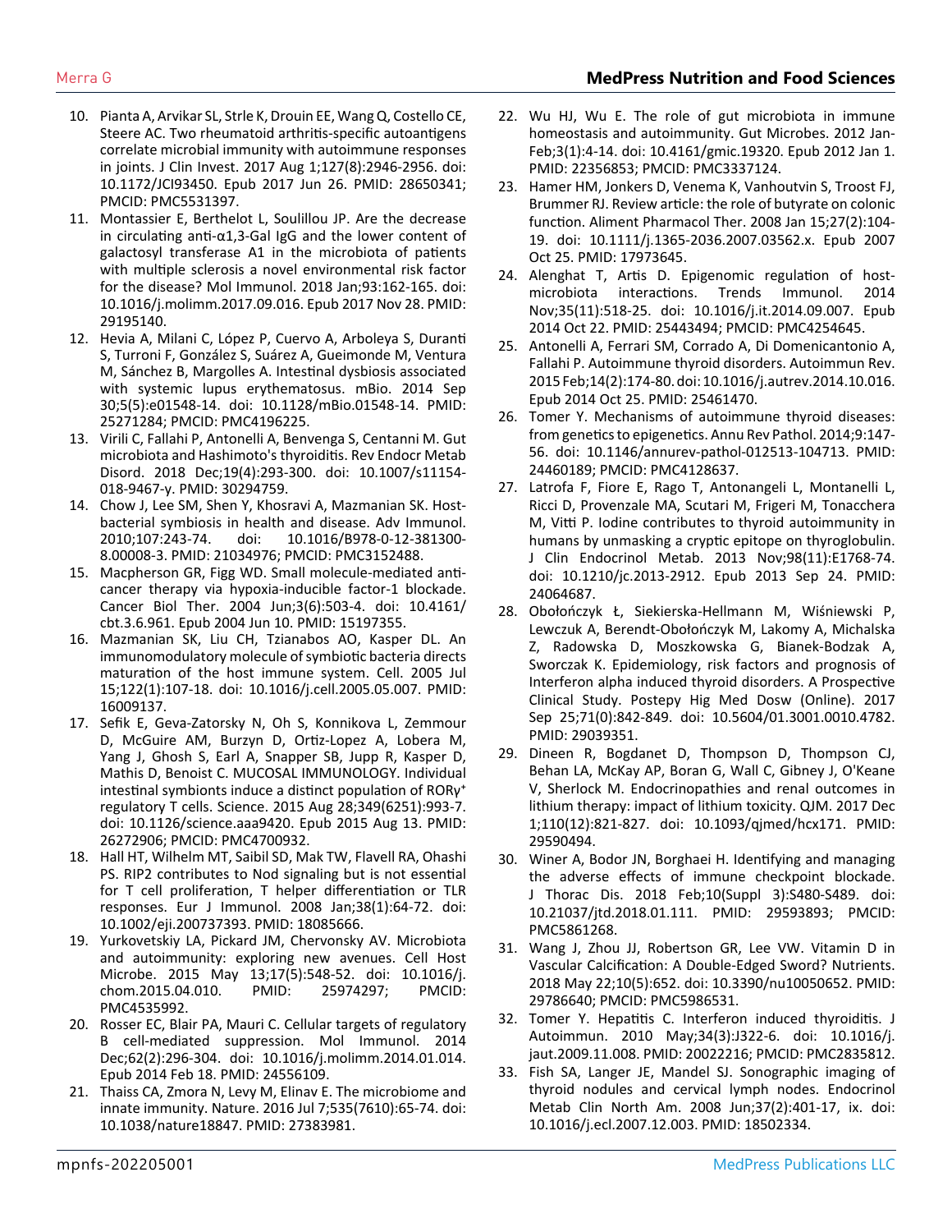10. Pianta A, Arvikar SL, Strle K, Drouin EE, Wang Q, Costello CE, Steere AC. Two rheumatoid arthritis-specific autoantigens correlate microbial immunity with autoimmune responses in joints. J Clin Invest. 2017 Aug 1;127(8):2946-2956. doi: 10.1172/JCI93450. Epub 2017 Jun 26. PMID: 28650341; PMCID: PMC5531397.
11. Montassier E, Berthelot L, Soulillou JP. Are the decrease in circulating anti-α1,3-Gal IgG and the lower content of galactosyl transferase A1 in the microbiota of patients with multiple sclerosis a novel environmental risk factor for the disease? Mol Immunol. 2018 Jan;93:162-165. doi: 10.1016/j.molimm.2017.09.016. Epub 2017 Nov 28. PMID: 29195140.
12. Hevia A, Milani C, López P, Cuervo A, Arboleya S, Duranti S, Turroni F, González S, Suárez A, Gueimonde M, Ventura M, Sánchez B, Margolles A. Intestinal dysbiosis associated with systemic lupus erythematosus. mBio. 2014 Sep 30;5(5):e01548-14. doi: 10.1128/mBio.01548-14. PMID: 25271284; PMCID: PMC4196225.
13. Virili C, Fallahi P, Antonelli A, Benvenga S, Centanni M. Gut microbiota and Hashimoto's thyroiditis. Rev Endocr Metab Disord. 2018 Dec;19(4):293-300. doi: 10.1007/s11154-018-9467-y. PMID: 30294759.
14. Chow J, Lee SM, Shen Y, Khosravi A, Mazmanian SK. Host-bacterial symbiosis in health and disease. Adv Immunol. 2010;107:243-74. doi: 10.1016/B978-0-12-381300-8.00008-3. PMID: 21034976; PMCID: PMC3152488.
15. Macpherson GR, Figg WD. Small molecule-mediated anti-cancer therapy via hypoxia-inducible factor-1 blockade. Cancer Biol Ther. 2004 Jun;3(6):503-4. doi: 10.4161/cbt.3.6.961. Epub 2004 Jun 10. PMID: 15197355.
16. Mazmanian SK, Liu CH, Tzianabos AO, Kasper DL. An immunomodulatory molecule of symbiotic bacteria directs maturation of the host immune system. Cell. 2005 Jul 15;122(1):107-18. doi: 10.1016/j.cell.2005.05.007. PMID: 16009137.
17. Sefik E, Geva-Zatorsky N, Oh S, Konnikova L, Zemmour D, McGuire AM, Burzyn D, Ortiz-Lopez A, Lobera M, Yang J, Ghosh S, Earl A, Snapper SB, Jupp R, Kasper D, Mathis D, Benoist C. MUCOSAL IMMUNOLOGY. Individual intestinal symbionts induce a distinct population of RORγ+ regulatory T cells. Science. 2015 Aug 28;349(6251):993-7. doi: 10.1126/science.aaa9420. Epub 2015 Aug 13. PMID: 26272906; PMCID: PMC4700932.
18. Hall HT, Wilhelm MT, Saibil SD, Mak TW, Flavell RA, Ohashi PS. RIP2 contributes to Nod signaling but is not essential for T cell proliferation, T helper differentiation or TLR responses. Eur J Immunol. 2008 Jan;38(1):64-72. doi: 10.1002/eji.200737393. PMID: 18085666.
19. Yurkovetskiy LA, Pickard JM, Chervonsky AV. Microbiota and autoimmunity: exploring new avenues. Cell Host Microbe. 2015 May 13;17(5):548-52. doi: 10.1016/j.chom.2015.04.010. PMID: 25974297; PMCID: PMC4535992.
20. Rosser EC, Blair PA, Mauri C. Cellular targets of regulatory B cell-mediated suppression. Mol Immunol. 2014 Dec;62(2):296-304. doi: 10.1016/j.molimm.2014.01.014. Epub 2014 Feb 18. PMID: 24556109.
21. Thaiss CA, Zmora N, Levy M, Elinav E. The microbiome and innate immunity. Nature. 2016 Jul 7;535(7610):65-74. doi: 10.1038/nature18847. PMID: 27383981.
22. Wu HJ, Wu E. The role of gut microbiota in immune homeostasis and autoimmunity. Gut Microbes. 2012 Jan-Feb;3(1):4-14. doi: 10.4161/gmic.19320. Epub 2012 Jan 1. PMID: 22356853; PMCID: PMC3337124.
23. Hamer HM, Jonkers D, Venema K, Vanhoutvin S, Troost FJ, Brummer RJ. Review article: the role of butyrate on colonic function. Aliment Pharmacol Ther. 2008 Jan 15;27(2):104-19. doi: 10.1111/j.1365-2036.2007.03562.x. Epub 2007 Oct 25. PMID: 17973645.
24. Alenghat T, Artis D. Epigenomic regulation of host-microbiota interactions. Trends Immunol. 2014 Nov;35(11):518-25. doi: 10.1016/j.it.2014.09.007. Epub 2014 Oct 22. PMID: 25443494; PMCID: PMC4254645.
25. Antonelli A, Ferrari SM, Corrado A, Di Domenicantonio A, Fallahi P. Autoimmune thyroid disorders. Autoimmun Rev. 2015 Feb;14(2):174-80. doi: 10.1016/j.autrev.2014.10.016. Epub 2014 Oct 25. PMID: 25461470.
26. Tomer Y. Mechanisms of autoimmune thyroid diseases: from genetics to epigenetics. Annu Rev Pathol. 2014;9:147-56. doi: 10.1146/annurev-pathol-012513-104713. PMID: 24460189; PMCID: PMC4128637.
27. Latrofa F, Fiore E, Rago T, Antonangeli L, Montanelli L, Ricci D, Provenzale MA, Scutari M, Frigeri M, Tonacchera M, Vitti P. Iodine contributes to thyroid autoimmunity in humans by unmasking a cryptic epitope on thyroglobulin. J Clin Endocrinol Metab. 2013 Nov;98(11):E1768-74. doi: 10.1210/jc.2013-2912. Epub 2013 Sep 24. PMID: 24064687.
28. Obołończyk Ł, Siekierska-Hellmann M, Wiśniewski P, Lewczuk A, Berendt-Obołończyk M, Lakomy A, Michalska Z, Radowska D, Moszkowska G, Bianek-Bodzak A, Sworczak K. Epidemiology, risk factors and prognosis of Interferon alpha induced thyroid disorders. A Prospective Clinical Study. Postepy Hig Med Dosw (Online). 2017 Sep 25;71(0):842-849. doi: 10.5604/01.3001.0010.4782. PMID: 29039351.
29. Dineen R, Bogdanet D, Thompson D, Thompson CJ, Behan LA, McKay AP, Boran G, Wall C, Gibney J, O'Keane V, Sherlock M. Endocrinopathies and renal outcomes in lithium therapy: impact of lithium toxicity. QJM. 2017 Dec 1;110(12):821-827. doi: 10.1093/qjmed/hcx171. PMID: 29590494.
30. Winer A, Bodor JN, Borghaei H. Identifying and managing the adverse effects of immune checkpoint blockade. J Thorac Dis. 2018 Feb;10(Suppl 3):S480-S489. doi: 10.21037/jtd.2018.01.111. PMID: 29593893; PMCID: PMC5861268.
31. Wang J, Zhou JJ, Robertson GR, Lee VW. Vitamin D in Vascular Calcification: A Double-Edged Sword? Nutrients. 2018 May 22;10(5):652. doi: 10.3390/nu10050652. PMID: 29786640; PMCID: PMC5986531.
32. Tomer Y. Hepatitis C. Interferon induced thyroiditis. J Autoimmun. 2010 May;34(3):J322-6. doi: 10.1016/j.jaut.2009.11.008. PMID: 20022216; PMCID: PMC2835812.
33. Fish SA, Langer JE, Mandel SJ. Sonographic imaging of thyroid nodules and cervical lymph nodes. Endocrinol Metab Clin North Am. 2008 Jun;37(2):401-17, ix. doi: 10.1016/j.ecl.2007.12.003. PMID: 18502334.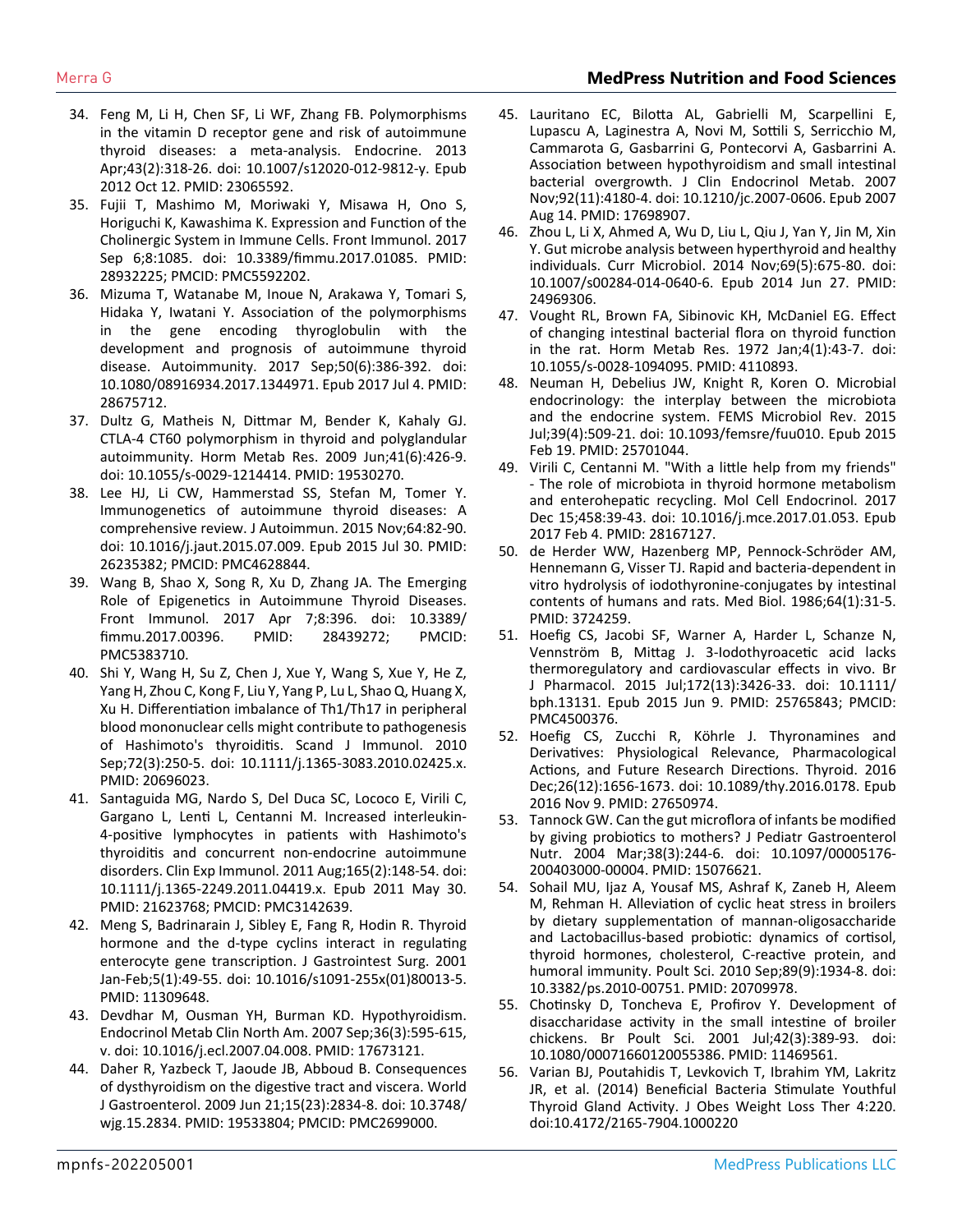34. Feng M, Li H, Chen SF, Li WF, Zhang FB. Polymorphisms in the vitamin D receptor gene and risk of autoimmune thyroid diseases: a meta-analysis. Endocrine. 2013 Apr;43(2):318-26. doi: 10.1007/s12020-012-9812-y. Epub 2012 Oct 12. PMID: 23065592.
35. Fujii T, Mashimo M, Moriwaki Y, Misawa H, Ono S, Horiguchi K, Kawashima K. Expression and Function of the Cholinergic System in Immune Cells. Front Immunol. 2017 Sep 6;8:1085. doi: 10.3389/fimmu.2017.01085. PMID: 28932225; PMCID: PMC5592202.
36. Mizuma T, Watanabe M, Inoue N, Arakawa Y, Tomari S, Hidaka Y, Iwatani Y. Association of the polymorphisms in the gene encoding thyroglobulin with the development and prognosis of autoimmune thyroid disease. Autoimmunity. 2017 Sep;50(6):386-392. doi: 10.1080/08916934.2017.1344971. Epub 2017 Jul 4. PMID: 28675712.
37. Dultz G, Matheis N, Dittmar M, Bender K, Kahaly GJ. CTLA-4 CT60 polymorphism in thyroid and polyglandular autoimmunity. Horm Metab Res. 2009 Jun;41(6):426-9. doi: 10.1055/s-0029-1214414. PMID: 19530270.
38. Lee HJ, Li CW, Hammerstad SS, Stefan M, Tomer Y. Immunogenetics of autoimmune thyroid diseases: A comprehensive review. J Autoimmun. 2015 Nov;64:82-90. doi: 10.1016/j.jaut.2015.07.009. Epub 2015 Jul 30. PMID: 26235382; PMCID: PMC4628844.
39. Wang B, Shao X, Song R, Xu D, Zhang JA. The Emerging Role of Epigenetics in Autoimmune Thyroid Diseases. Front Immunol. 2017 Apr 7;8:396. doi: 10.3389/fimmu.2017.00396. PMID: 28439272; PMCID: PMC5383710.
40. Shi Y, Wang H, Su Z, Chen J, Xue Y, Wang S, Xue Y, He Z, Yang H, Zhou C, Kong F, Liu Y, Yang P, Lu L, Shao Q, Huang X, Xu H. Differentiation imbalance of Th1/Th17 in peripheral blood mononuclear cells might contribute to pathogenesis of Hashimoto's thyroiditis. Scand J Immunol. 2010 Sep;72(3):250-5. doi: 10.1111/j.1365-3083.2010.02425.x. PMID: 20696023.
41. Santaguida MG, Nardo S, Del Duca SC, Lococo E, Virili C, Gargano L, Lenti L, Centanni M. Increased interleukin-4-positive lymphocytes in patients with Hashimoto's thyroiditis and concurrent non-endocrine autoimmune disorders. Clin Exp Immunol. 2011 Aug;165(2):148-54. doi: 10.1111/j.1365-2249.2011.04419.x. Epub 2011 May 30. PMID: 21623768; PMCID: PMC3142639.
42. Meng S, Badrinarain J, Sibley E, Fang R, Hodin R. Thyroid hormone and the d-type cyclins interact in regulating enterocyte gene transcription. J Gastrointest Surg. 2001 Jan-Feb;5(1):49-55. doi: 10.1016/s1091-255x(01)80013-5. PMID: 11309648.
43. Devdhar M, Ousman YH, Burman KD. Hypothyroidism. Endocrinol Metab Clin North Am. 2007 Sep;36(3):595-615, v. doi: 10.1016/j.ecl.2007.04.008. PMID: 17673121.
44. Daher R, Yazbeck T, Jaoude JB, Abboud B. Consequences of dysthyroidism on the digestive tract and viscera. World J Gastroenterol. 2009 Jun 21;15(23):2834-8. doi: 10.3748/wjg.15.2834. PMID: 19533804; PMCID: PMC2699000.
45. Lauritano EC, Bilotta AL, Gabrielli M, Scarpellini E, Lupascu A, Laginestra A, Novi M, Sottili S, Serricchio M, Cammarota G, Gasbarrini G, Pontecorvi A, Gasbarrini A. Association between hypothyroidism and small intestinal bacterial overgrowth. J Clin Endocrinol Metab. 2007 Nov;92(11):4180-4. doi: 10.1210/jc.2007-0606. Epub 2007 Aug 14. PMID: 17698907.
46. Zhou L, Li X, Ahmed A, Wu D, Liu L, Qiu J, Yan Y, Jin M, Xin Y. Gut microbe analysis between hyperthyroid and healthy individuals. Curr Microbiol. 2014 Nov;69(5):675-80. doi: 10.1007/s00284-014-0640-6. Epub 2014 Jun 27. PMID: 24969306.
47. Vought RL, Brown FA, Sibinovic KH, McDaniel EG. Effect of changing intestinal bacterial flora on thyroid function in the rat. Horm Metab Res. 1972 Jan;4(1):43-7. doi: 10.1055/s-0028-1094095. PMID: 4110893.
48. Neuman H, Debelius JW, Knight R, Koren O. Microbial endocrinology: the interplay between the microbiota and the endocrine system. FEMS Microbiol Rev. 2015 Jul;39(4):509-21. doi: 10.1093/femsre/fuu010. Epub 2015 Feb 19. PMID: 25701044.
49. Virili C, Centanni M. "With a little help from my friends" - The role of microbiota in thyroid hormone metabolism and enterohepatic recycling. Mol Cell Endocrinol. 2017 Dec 15;458:39-43. doi: 10.1016/j.mce.2017.01.053. Epub 2017 Feb 4. PMID: 28167127.
50. de Herder WW, Hazenberg MP, Pennock-Schröder AM, Hennemann G, Visser TJ. Rapid and bacteria-dependent in vitro hydrolysis of iodothyronine-conjugates by intestinal contents of humans and rats. Med Biol. 1986;64(1):31-5. PMID: 3724259.
51. Hoefig CS, Jacobi SF, Warner A, Harder L, Schanze N, Vennström B, Mittag J. 3-Iodothyroacetic acid lacks thermoregulatory and cardiovascular effects in vivo. Br J Pharmacol. 2015 Jul;172(13):3426-33. doi: 10.1111/bph.13131. Epub 2015 Jun 9. PMID: 25765843; PMCID: PMC4500376.
52. Hoefig CS, Zucchi R, Köhrle J. Thyronamines and Derivatives: Physiological Relevance, Pharmacological Actions, and Future Research Directions. Thyroid. 2016 Dec;26(12):1656-1673. doi: 10.1089/thy.2016.0178. Epub 2016 Nov 9. PMID: 27650974.
53. Tannock GW. Can the gut microflora of infants be modified by giving probiotics to mothers? J Pediatr Gastroenterol Nutr. 2004 Mar;38(3):244-6. doi: 10.1097/00005176-200403000-00004. PMID: 15076621.
54. Sohail MU, Ijaz A, Yousaf MS, Ashraf K, Zaneb H, Aleem M, Rehman H. Alleviation of cyclic heat stress in broilers by dietary supplementation of mannan-oligosaccharide and Lactobacillus-based probiotic: dynamics of cortisol, thyroid hormones, cholesterol, C-reactive protein, and humoral immunity. Poult Sci. 2010 Sep;89(9):1934-8. doi: 10.3382/ps.2010-00751. PMID: 20709978.
55. Chotinsky D, Toncheva E, Profirov Y. Development of disaccharidase activity in the small intestine of broiler chickens. Br Poult Sci. 2001 Jul;42(3):389-93. doi: 10.1080/00071660120055386. PMID: 11469561.
56. Varian BJ, Poutahidis T, Levkovich T, Ibrahim YM, Lakritz JR, et al. (2014) Beneficial Bacteria Stimulate Youthful Thyroid Gland Activity. J Obes Weight Loss Ther 4:220. doi:10.4172/2165-7904.1000220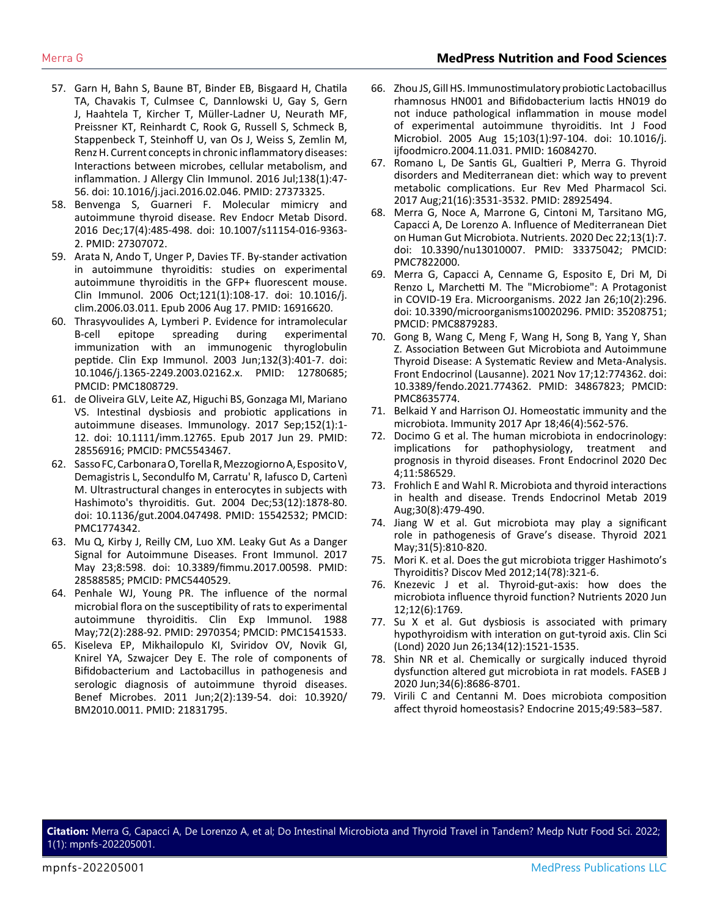57. Garn H, Bahn S, Baune BT, Binder EB, Bisgaard H, Chatila TA, Chavakis T, Culmsee C, Dannlowski U, Gay S, Gern J, Haahtela T, Kircher T, Müller-Ladner U, Neurath MF, Preissner KT, Reinhardt C, Rook G, Russell S, Schmeck B, Stappenbeck T, Steinhoff U, van Os J, Weiss S, Zemlin M, Renz H. Current concepts in chronic inflammatory diseases: Interactions between microbes, cellular metabolism, and inflammation. J Allergy Clin Immunol. 2016 Jul;138(1):47-56. doi: 10.1016/j.jaci.2016.02.046. PMID: 27373325.
58. Benvenga S, Guarneri F. Molecular mimicry and autoimmune thyroid disease. Rev Endocr Metab Disord. 2016 Dec;17(4):485-498. doi: 10.1007/s11154-016-9363-2. PMID: 27307072.
59. Arata N, Ando T, Unger P, Davies TF. By-stander activation in autoimmune thyroiditis: studies on experimental autoimmune thyroiditis in the GFP+ fluorescent mouse. Clin Immunol. 2006 Oct;121(1):108-17. doi: 10.1016/j.clim.2006.03.011. Epub 2006 Aug 17. PMID: 16916620.
60. Thrasyvoulides A, Lymberi P. Evidence for intramolecular B-cell epitope spreading during experimental immunization with an immunogenic thyroglobulin peptide. Clin Exp Immunol. 2003 Jun;132(3):401-7. doi: 10.1046/j.1365-2249.2003.02162.x. PMID: 12780685; PMCID: PMC1808729.
61. de Oliveira GLV, Leite AZ, Higuchi BS, Gonzaga MI, Mariano VS. Intestinal dysbiosis and probiotic applications in autoimmune diseases. Immunology. 2017 Sep;152(1):1-12. doi: 10.1111/imm.12765. Epub 2017 Jun 29. PMID: 28556916; PMCID: PMC5543467.
62. Sasso FC, Carbonara O, Torella R, Mezzogiorno A, Esposito V, Demagistris L, Secondulfo M, Carratu' R, Iafusco D, Cartenì M. Ultrastructural changes in enterocytes in subjects with Hashimoto's thyroiditis. Gut. 2004 Dec;53(12):1878-80. doi: 10.1136/gut.2004.047498. PMID: 15542532; PMCID: PMC1774342.
63. Mu Q, Kirby J, Reilly CM, Luo XM. Leaky Gut As a Danger Signal for Autoimmune Diseases. Front Immunol. 2017 May 23;8:598. doi: 10.3389/fimmu.2017.00598. PMID: 28588585; PMCID: PMC5440529.
64. Penhale WJ, Young PR. The influence of the normal microbial flora on the susceptibility of rats to experimental autoimmune thyroiditis. Clin Exp Immunol. 1988 May;72(2):288-92. PMID: 2970354; PMCID: PMC1541533.
65. Kiseleva EP, Mikhailopulo KI, Sviridov OV, Novik GI, Knirel YA, Szwajcer Dey E. The role of components of Bifidobacterium and Lactobacillus in pathogenesis and serologic diagnosis of autoimmune thyroid diseases. Benef Microbes. 2011 Jun;2(2):139-54. doi: 10.3920/BM2010.0011. PMID: 21831795.
66. Zhou JS, Gill HS. Immunostimulatory probiotic Lactobacillus rhamnosus HN001 and Bifidobacterium lactis HN019 do not induce pathological inflammation in mouse model of experimental autoimmune thyroiditis. Int J Food Microbiol. 2005 Aug 15;103(1):97-104. doi: 10.1016/j.ijfoodmicro.2004.11.031. PMID: 16084270.
67. Romano L, De Santis GL, Gualtieri P, Merra G. Thyroid disorders and Mediterranean diet: which way to prevent metabolic complications. Eur Rev Med Pharmacol Sci. 2017 Aug;21(16):3531-3532. PMID: 28925494.
68. Merra G, Noce A, Marrone G, Cintoni M, Tarsitano MG, Capacci A, De Lorenzo A. Influence of Mediterranean Diet on Human Gut Microbiota. Nutrients. 2020 Dec 22;13(1):7. doi: 10.3390/nu13010007. PMID: 33375042; PMCID: PMC7822000.
69. Merra G, Capacci A, Cenname G, Esposito E, Dri M, Di Renzo L, Marchetti M. The "Microbiome": A Protagonist in COVID-19 Era. Microorganisms. 2022 Jan 26;10(2):296. doi: 10.3390/microorganisms10020296. PMID: 35208751; PMCID: PMC8879283.
70. Gong B, Wang C, Meng F, Wang H, Song B, Yang Y, Shan Z. Association Between Gut Microbiota and Autoimmune Thyroid Disease: A Systematic Review and Meta-Analysis. Front Endocrinol (Lausanne). 2021 Nov 17;12:774362. doi: 10.3389/fendo.2021.774362. PMID: 34867823; PMCID: PMC8635774.
71. Belkaid Y and Harrison OJ. Homeostatic immunity and the microbiota. Immunity 2017 Apr 18;46(4):562-576.
72. Docimo G et al. The human microbiota in endocrinology: implications for pathophysiology, treatment and prognosis in thyroid diseases. Front Endocrinol 2020 Dec 4;11:586529.
73. Frohlich E and Wahl R. Microbiota and thyroid interactions in health and disease. Trends Endocrinol Metab 2019 Aug;30(8):479-490.
74. Jiang W et al. Gut microbiota may play a significant role in pathogenesis of Grave's disease. Thyroid 2021 May;31(5):810-820.
75. Mori K. et al. Does the gut microbiota trigger Hashimoto's Thyroiditis? Discov Med 2012;14(78):321-6.
76. Knezevic J et al. Thyroid-gut-axis: how does the microbiota influence thyroid function? Nutrients 2020 Jun 12;12(6):1769.
77. Su X et al. Gut dysbiosis is associated with primary hypothyroidism with interation on gut-tyroid axis. Clin Sci (Lond) 2020 Jun 26;134(12):1521-1535.
78. Shin NR et al. Chemically or surgically induced thyroid dysfunction altered gut microbiota in rat models. FASEB J 2020 Jun;34(6):8686-8701.
79. Virili C and Centanni M. Does microbiota composition affect thyroid homeostasis? Endocrine 2015;49:583–587.

**Citation:** Merra G, Capacci A, De Lorenzo A, et al; Do Intestinal Microbiota and Thyroid Travel in Tandem? Medp Nutr Food Sci. 2022; 1(1): mpnfs-202205001.